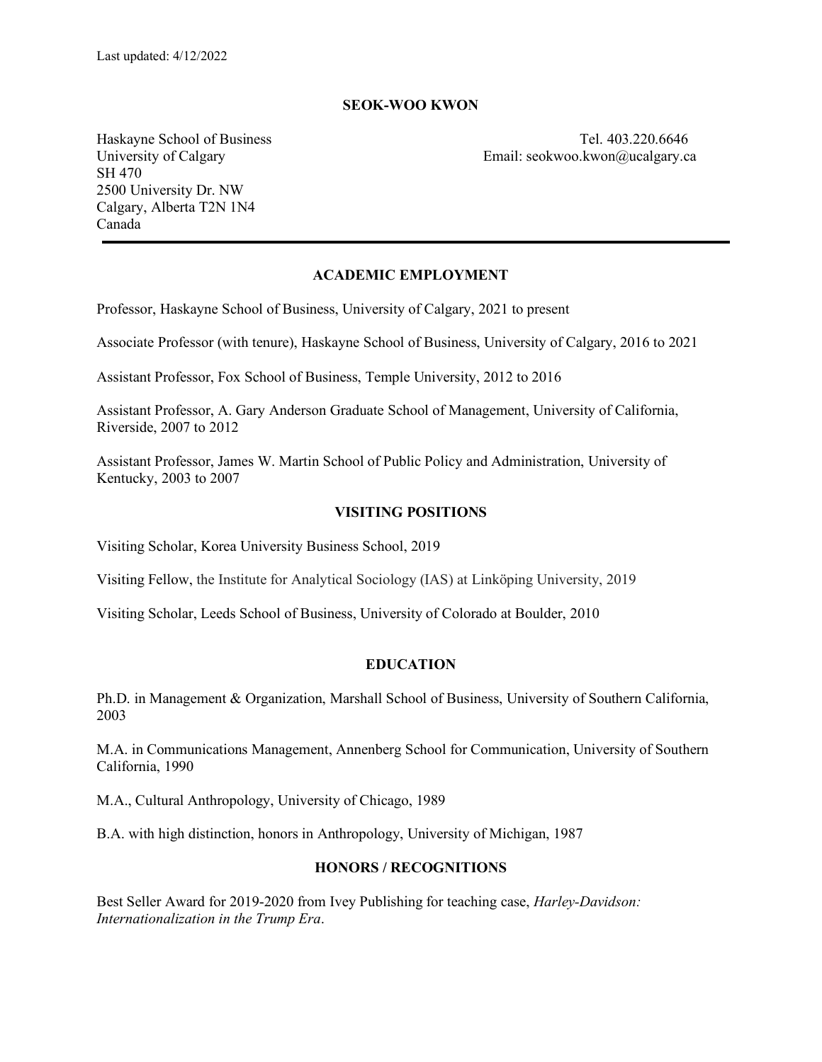Last updated: 4/12/2022

# SEOK-WOO KWON

Haskayne School of Business
University of Calgary
SH 470
2500 University Dr. NW
Calgary, Alberta T2N 1N4
Canada

Tel. 403.220.6646
Email: seokwoo.kwon@ucalgary.ca

---

## ACADEMIC EMPLOYMENT

Professor, Haskayne School of Business, University of Calgary, 2021 to present

Associate Professor (with tenure), Haskayne School of Business, University of Calgary, 2016 to 2021

Assistant Professor, Fox School of Business, Temple University, 2012 to 2016

Assistant Professor, A. Gary Anderson Graduate School of Management, University of California, Riverside, 2007 to 2012

Assistant Professor, James W. Martin School of Public Policy and Administration, University of Kentucky, 2003 to 2007

## VISITING POSITIONS

Visiting Scholar, Korea University Business School, 2019

Visiting Fellow, the Institute for Analytical Sociology (IAS) at Linköping University, 2019

Visiting Scholar, Leeds School of Business, University of Colorado at Boulder, 2010

## EDUCATION

Ph.D. in Management & Organization, Marshall School of Business, University of Southern California, 2003

M.A. in Communications Management, Annenberg School for Communication, University of Southern California, 1990

M.A., Cultural Anthropology, University of Chicago, 1989

B.A. with high distinction, honors in Anthropology, University of Michigan, 1987

## HONORS / RECOGNITIONS

Best Seller Award for 2019-2020 from Ivey Publishing for teaching case, *Harley-Davidson: Internationalization in the Trump Era*.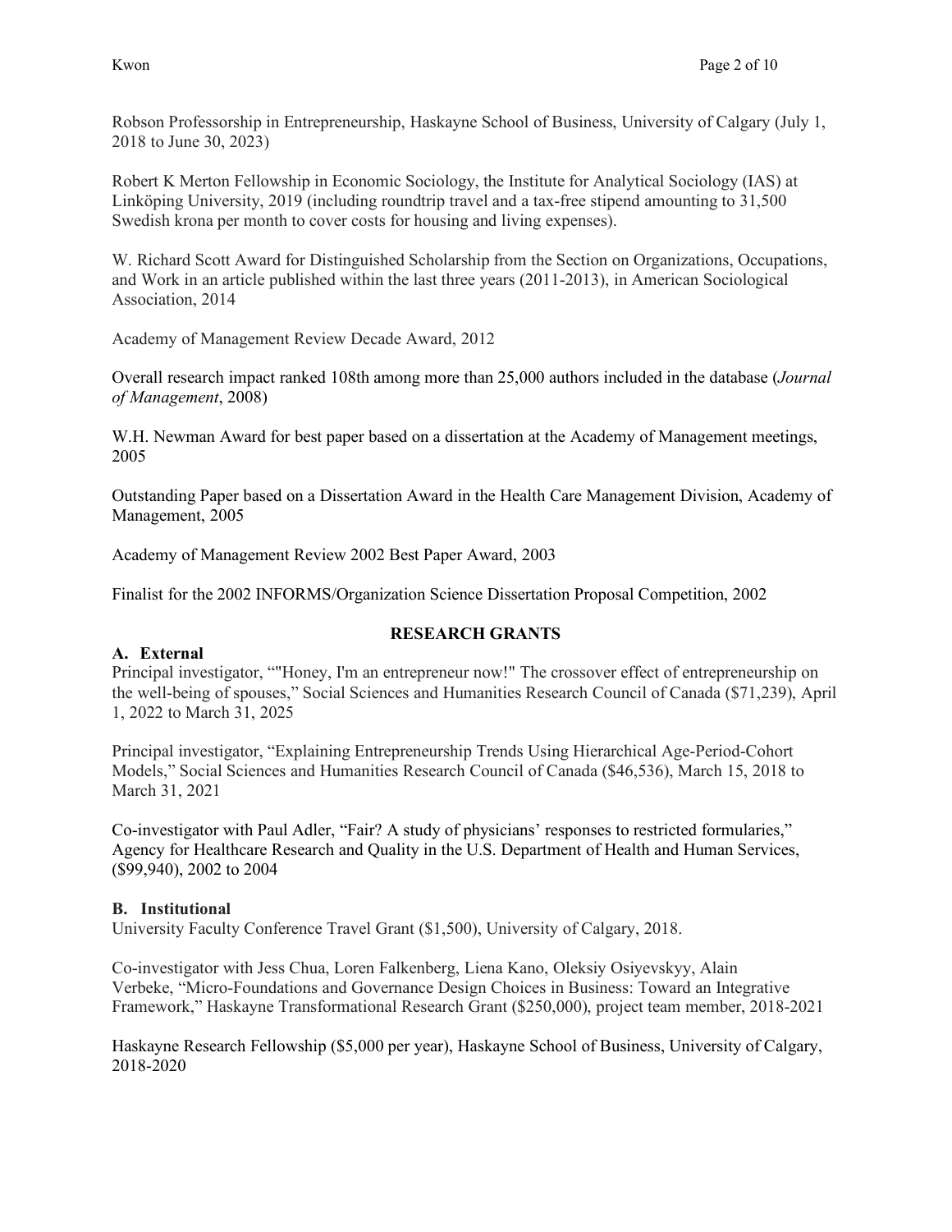Robson Professorship in Entrepreneurship, Haskayne School of Business, University of Calgary (July 1, 2018 to June 30, 2023)

Robert K Merton Fellowship in Economic Sociology, the Institute for Analytical Sociology (IAS) at Linköping University, 2019 (including roundtrip travel and a tax-free stipend amounting to 31,500 Swedish krona per month to cover costs for housing and living expenses).

W. Richard Scott Award for Distinguished Scholarship from the Section on Organizations, Occupations, and Work in an article published within the last three years (2011-2013), in American Sociological Association, 2014

Academy of Management Review Decade Award, 2012

Overall research impact ranked 108th among more than 25,000 authors included in the database (*Journal of Management*, 2008)

W.H. Newman Award for best paper based on a dissertation at the Academy of Management meetings, 2005

Outstanding Paper based on a Dissertation Award in the Health Care Management Division, Academy of Management, 2005

Academy of Management Review 2002 Best Paper Award, 2003

Finalist for the 2002 INFORMS/Organization Science Dissertation Proposal Competition, 2002

## RESEARCH GRANTS

### A. External

Principal investigator, ""Honey, I'm an entrepreneur now!" The crossover effect of entrepreneurship on the well-being of spouses," Social Sciences and Humanities Research Council of Canada ($71,239), April 1, 2022 to March 31, 2025

Principal investigator, "Explaining Entrepreneurship Trends Using Hierarchical Age-Period-Cohort Models," Social Sciences and Humanities Research Council of Canada ($46,536), March 15, 2018 to March 31, 2021

Co-investigator with Paul Adler, "Fair? A study of physicians' responses to restricted formularies," Agency for Healthcare Research and Quality in the U.S. Department of Health and Human Services, ($99,940), 2002 to 2004

### B. Institutional

University Faculty Conference Travel Grant ($1,500), University of Calgary, 2018.

Co-investigator with Jess Chua, Loren Falkenberg, Liena Kano, Oleksiy Osiyevskyy, Alain Verbeke, "Micro-Foundations and Governance Design Choices in Business: Toward an Integrative Framework," Haskayne Transformational Research Grant ($250,000), project team member, 2018-2021

Haskayne Research Fellowship ($5,000 per year), Haskayne School of Business, University of Calgary, 2018-2020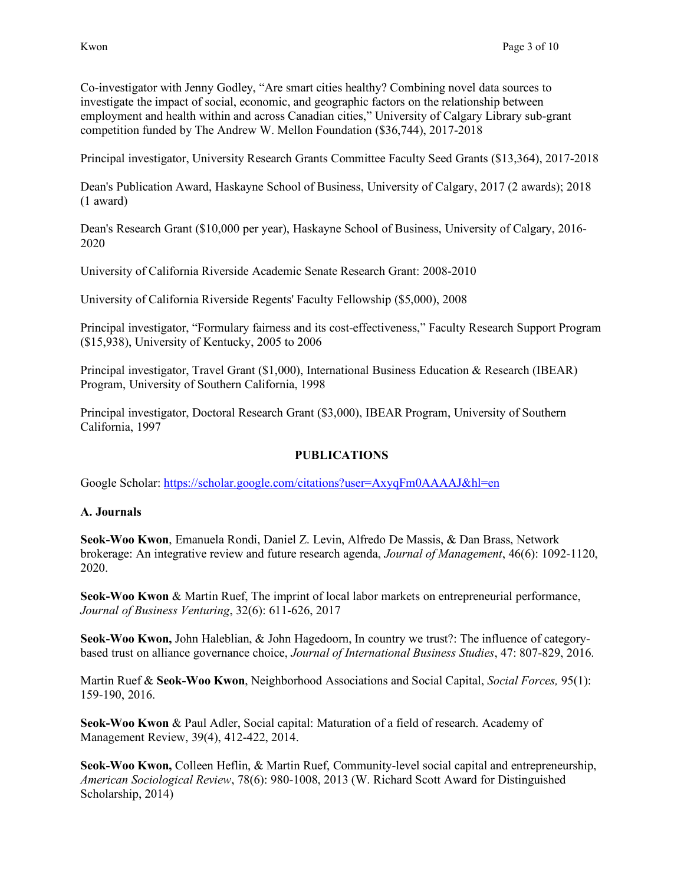Co-investigator with Jenny Godley, "Are smart cities healthy? Combining novel data sources to investigate the impact of social, economic, and geographic factors on the relationship between employment and health within and across Canadian cities," University of Calgary Library sub-grant competition funded by The Andrew W. Mellon Foundation ($36,744), 2017-2018

Principal investigator, University Research Grants Committee Faculty Seed Grants ($13,364), 2017-2018

Dean's Publication Award, Haskayne School of Business, University of Calgary, 2017 (2 awards); 2018 (1 award)

Dean's Research Grant ($10,000 per year), Haskayne School of Business, University of Calgary, 2016-2020

University of California Riverside Academic Senate Research Grant: 2008-2010

University of California Riverside Regents' Faculty Fellowship ($5,000), 2008

Principal investigator, "Formulary fairness and its cost-effectiveness," Faculty Research Support Program ($15,938), University of Kentucky, 2005 to 2006

Principal investigator, Travel Grant ($1,000), International Business Education & Research (IBEAR) Program, University of Southern California, 1998

Principal investigator, Doctoral Research Grant ($3,000), IBEAR Program, University of Southern California, 1997

## PUBLICATIONS

Google Scholar: https://scholar.google.com/citations?user=AxyqFm0AAAAJ&hl=en

### A. Journals

**Seok-Woo Kwon**, Emanuela Rondi, Daniel Z. Levin, Alfredo De Massis, & Dan Brass, Network brokerage: An integrative review and future research agenda, *Journal of Management*, 46(6): 1092-1120, 2020.

**Seok-Woo Kwon** & Martin Ruef, The imprint of local labor markets on entrepreneurial performance, *Journal of Business Venturing*, 32(6): 611-626, 2017

**Seok-Woo Kwon,** John Haleblian, & John Hagedoorn, In country we trust?: The influence of category-based trust on alliance governance choice, *Journal of International Business Studies*, 47: 807-829, 2016.

Martin Ruef & **Seok-Woo Kwon**, Neighborhood Associations and Social Capital, *Social Forces,* 95(1): 159-190, 2016.

**Seok-Woo Kwon** & Paul Adler, Social capital: Maturation of a field of research. Academy of Management Review, 39(4), 412-422, 2014.

**Seok-Woo Kwon,** Colleen Heflin, & Martin Ruef, Community-level social capital and entrepreneurship, *American Sociological Review*, 78(6): 980-1008, 2013 (W. Richard Scott Award for Distinguished Scholarship, 2014)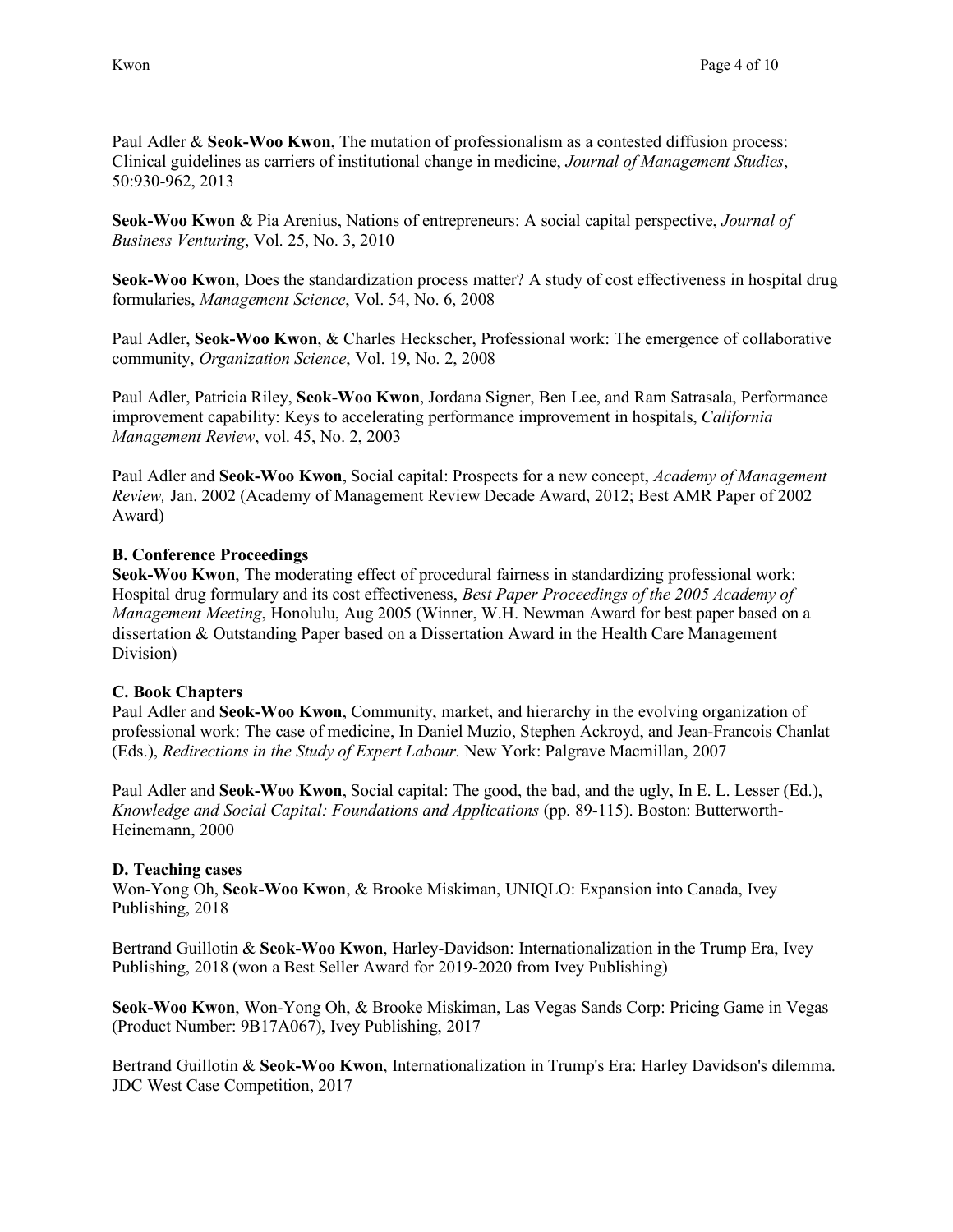Paul Adler & **Seok-Woo Kwon**, The mutation of professionalism as a contested diffusion process: Clinical guidelines as carriers of institutional change in medicine, *Journal of Management Studies*, 50:930-962, 2013

**Seok-Woo Kwon** & Pia Arenius, Nations of entrepreneurs: A social capital perspective, *Journal of Business Venturing*, Vol. 25, No. 3, 2010

**Seok-Woo Kwon**, Does the standardization process matter? A study of cost effectiveness in hospital drug formularies, *Management Science*, Vol. 54, No. 6, 2008

Paul Adler, **Seok-Woo Kwon**, & Charles Heckscher, Professional work: The emergence of collaborative community, *Organization Science*, Vol. 19, No. 2, 2008

Paul Adler, Patricia Riley, **Seok-Woo Kwon**, Jordana Signer, Ben Lee, and Ram Satrasala, Performance improvement capability: Keys to accelerating performance improvement in hospitals, *California Management Review*, vol. 45, No. 2, 2003

Paul Adler and **Seok-Woo Kwon**, Social capital: Prospects for a new concept, *Academy of Management Review,* Jan. 2002 (Academy of Management Review Decade Award, 2012; Best AMR Paper of 2002 Award)

**B. Conference Proceedings**

**Seok-Woo Kwon**, The moderating effect of procedural fairness in standardizing professional work: Hospital drug formulary and its cost effectiveness, *Best Paper Proceedings of the 2005 Academy of Management Meeting*, Honolulu, Aug 2005 (Winner, W.H. Newman Award for best paper based on a dissertation & Outstanding Paper based on a Dissertation Award in the Health Care Management Division)

**C. Book Chapters**

Paul Adler and **Seok-Woo Kwon**, Community, market, and hierarchy in the evolving organization of professional work: The case of medicine, In Daniel Muzio, Stephen Ackroyd, and Jean-Francois Chanlat (Eds.), *Redirections in the Study of Expert Labour.* New York: Palgrave Macmillan, 2007

Paul Adler and **Seok-Woo Kwon**, Social capital: The good, the bad, and the ugly, In E. L. Lesser (Ed.), *Knowledge and Social Capital: Foundations and Applications* (pp. 89-115). Boston: Butterworth-Heinemann, 2000

**D. Teaching cases**

Won-Yong Oh, **Seok-Woo Kwon**, & Brooke Miskiman, UNIQLO: Expansion into Canada, Ivey Publishing, 2018

Bertrand Guillotin & **Seok-Woo Kwon**, Harley-Davidson: Internationalization in the Trump Era, Ivey Publishing, 2018 (won a Best Seller Award for 2019-2020 from Ivey Publishing)

**Seok-Woo Kwon**, Won-Yong Oh, & Brooke Miskiman, Las Vegas Sands Corp: Pricing Game in Vegas (Product Number: 9B17A067), Ivey Publishing, 2017

Bertrand Guillotin & **Seok-Woo Kwon**, Internationalization in Trump's Era: Harley Davidson's dilemma. JDC West Case Competition, 2017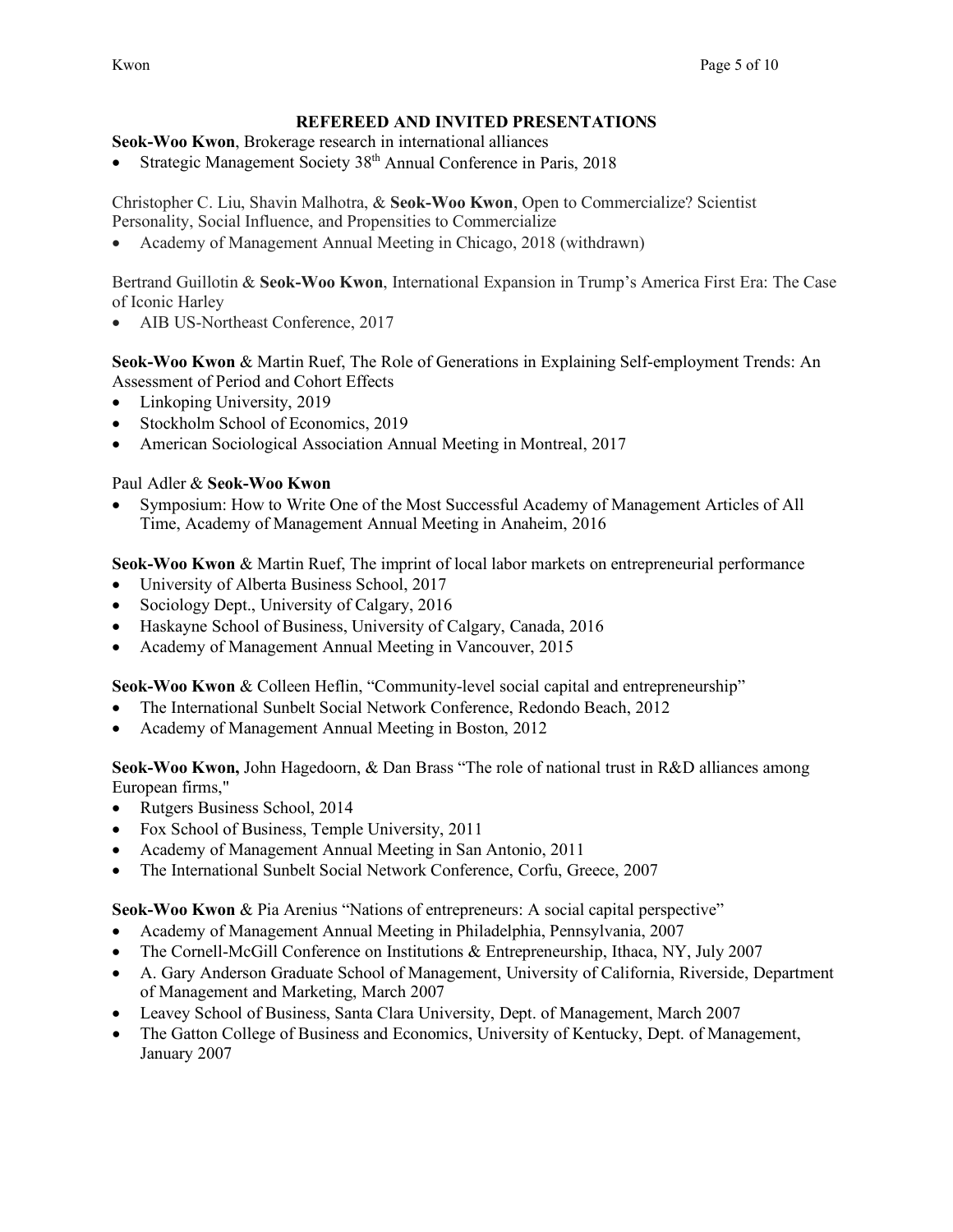## REFEREED AND INVITED PRESENTATIONS

**Seok-Woo Kwon**, Brokerage research in international alliances

- Strategic Management Society 38th Annual Conference in Paris, 2018

Christopher C. Liu, Shavin Malhotra, & **Seok-Woo Kwon**, Open to Commercialize? Scientist Personality, Social Influence, and Propensities to Commercialize

- Academy of Management Annual Meeting in Chicago, 2018 (withdrawn)

Bertrand Guillotin & **Seok-Woo Kwon**, International Expansion in Trump's America First Era: The Case of Iconic Harley

- AIB US-Northeast Conference, 2017

**Seok-Woo Kwon** & Martin Ruef, The Role of Generations in Explaining Self-employment Trends: An Assessment of Period and Cohort Effects

- Linkoping University, 2019
- Stockholm School of Economics, 2019
- American Sociological Association Annual Meeting in Montreal, 2017

Paul Adler & **Seok-Woo Kwon**

- Symposium: How to Write One of the Most Successful Academy of Management Articles of All Time, Academy of Management Annual Meeting in Anaheim, 2016

**Seok-Woo Kwon** & Martin Ruef, The imprint of local labor markets on entrepreneurial performance

- University of Alberta Business School, 2017
- Sociology Dept., University of Calgary, 2016
- Haskayne School of Business, University of Calgary, Canada, 2016
- Academy of Management Annual Meeting in Vancouver, 2015

**Seok-Woo Kwon** & Colleen Heflin, "Community-level social capital and entrepreneurship"

- The International Sunbelt Social Network Conference, Redondo Beach, 2012
- Academy of Management Annual Meeting in Boston, 2012

**Seok-Woo Kwon,** John Hagedoorn, & Dan Brass "The role of national trust in R&D alliances among European firms,"

- Rutgers Business School, 2014
- Fox School of Business, Temple University, 2011
- Academy of Management Annual Meeting in San Antonio, 2011
- The International Sunbelt Social Network Conference, Corfu, Greece, 2007

**Seok-Woo Kwon** & Pia Arenius "Nations of entrepreneurs: A social capital perspective"

- Academy of Management Annual Meeting in Philadelphia, Pennsylvania, 2007
- The Cornell-McGill Conference on Institutions & Entrepreneurship, Ithaca, NY, July 2007
- A. Gary Anderson Graduate School of Management, University of California, Riverside, Department of Management and Marketing, March 2007
- Leavey School of Business, Santa Clara University, Dept. of Management, March 2007
- The Gatton College of Business and Economics, University of Kentucky, Dept. of Management, January 2007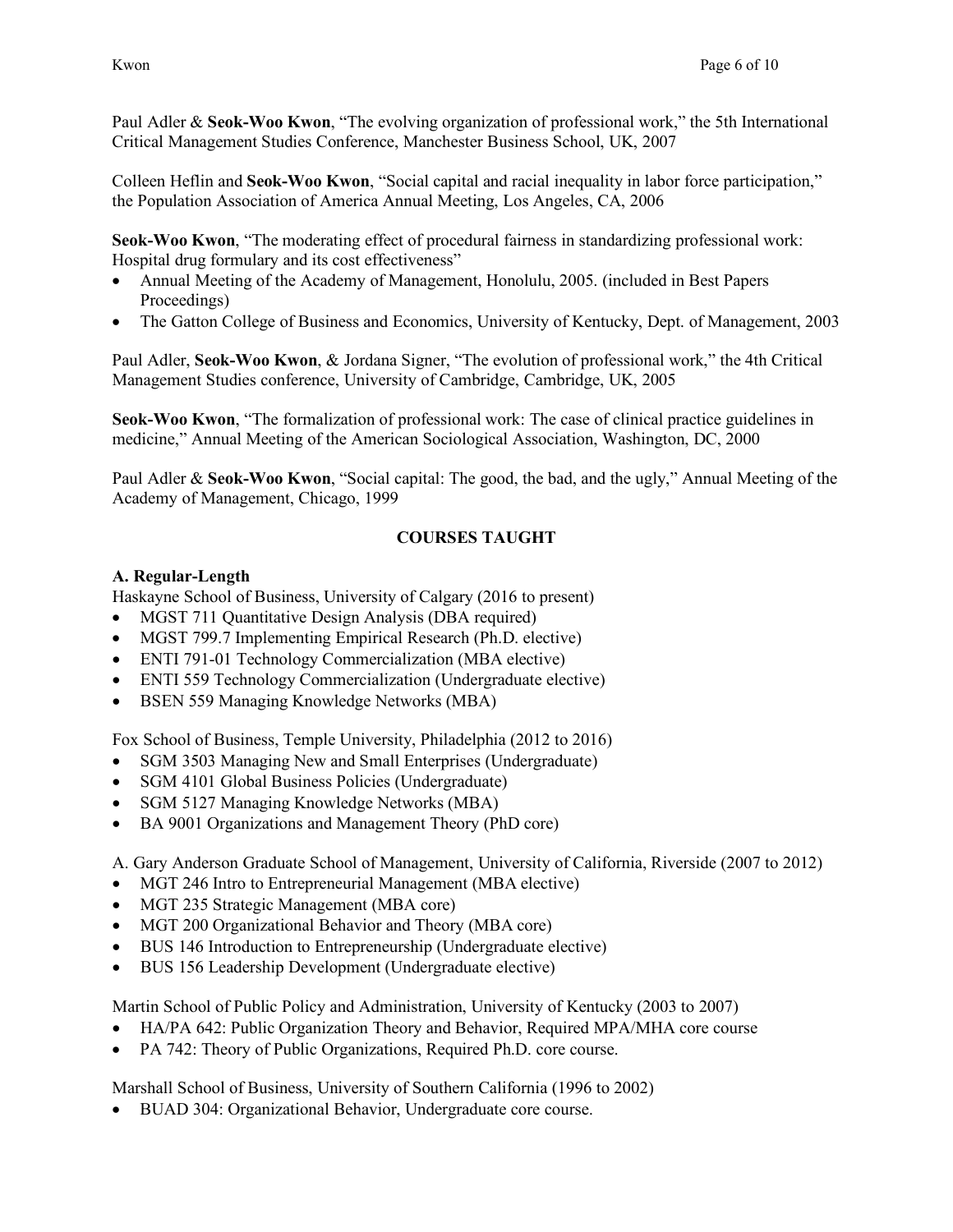Paul Adler & **Seok-Woo Kwon**, "The evolving organization of professional work," the 5th International Critical Management Studies Conference, Manchester Business School, UK, 2007

Colleen Heflin and **Seok-Woo Kwon**, "Social capital and racial inequality in labor force participation," the Population Association of America Annual Meeting, Los Angeles, CA, 2006

**Seok-Woo Kwon**, "The moderating effect of procedural fairness in standardizing professional work: Hospital drug formulary and its cost effectiveness"

- Annual Meeting of the Academy of Management, Honolulu, 2005. (included in Best Papers Proceedings)
- The Gatton College of Business and Economics, University of Kentucky, Dept. of Management, 2003

Paul Adler, **Seok-Woo Kwon**, & Jordana Signer, "The evolution of professional work," the 4th Critical Management Studies conference, University of Cambridge, Cambridge, UK, 2005

**Seok-Woo Kwon**, "The formalization of professional work: The case of clinical practice guidelines in medicine," Annual Meeting of the American Sociological Association, Washington, DC, 2000

Paul Adler & **Seok-Woo Kwon**, "Social capital: The good, the bad, and the ugly," Annual Meeting of the Academy of Management, Chicago, 1999

## COURSES TAUGHT

### A. Regular-Length

Haskayne School of Business, University of Calgary (2016 to present)

- MGST 711 Quantitative Design Analysis (DBA required)
- MGST 799.7 Implementing Empirical Research (Ph.D. elective)
- ENTI 791-01 Technology Commercialization (MBA elective)
- ENTI 559 Technology Commercialization (Undergraduate elective)
- BSEN 559 Managing Knowledge Networks (MBA)

Fox School of Business, Temple University, Philadelphia (2012 to 2016)

- SGM 3503 Managing New and Small Enterprises (Undergraduate)
- SGM 4101 Global Business Policies (Undergraduate)
- SGM 5127 Managing Knowledge Networks (MBA)
- BA 9001 Organizations and Management Theory (PhD core)

A. Gary Anderson Graduate School of Management, University of California, Riverside (2007 to 2012)

- MGT 246 Intro to Entrepreneurial Management (MBA elective)
- MGT 235 Strategic Management (MBA core)
- MGT 200 Organizational Behavior and Theory (MBA core)
- BUS 146 Introduction to Entrepreneurship (Undergraduate elective)
- BUS 156 Leadership Development (Undergraduate elective)

Martin School of Public Policy and Administration, University of Kentucky (2003 to 2007)

- HA/PA 642: Public Organization Theory and Behavior, Required MPA/MHA core course
- PA 742: Theory of Public Organizations, Required Ph.D. core course.

Marshall School of Business, University of Southern California (1996 to 2002)

- BUAD 304: Organizational Behavior, Undergraduate core course.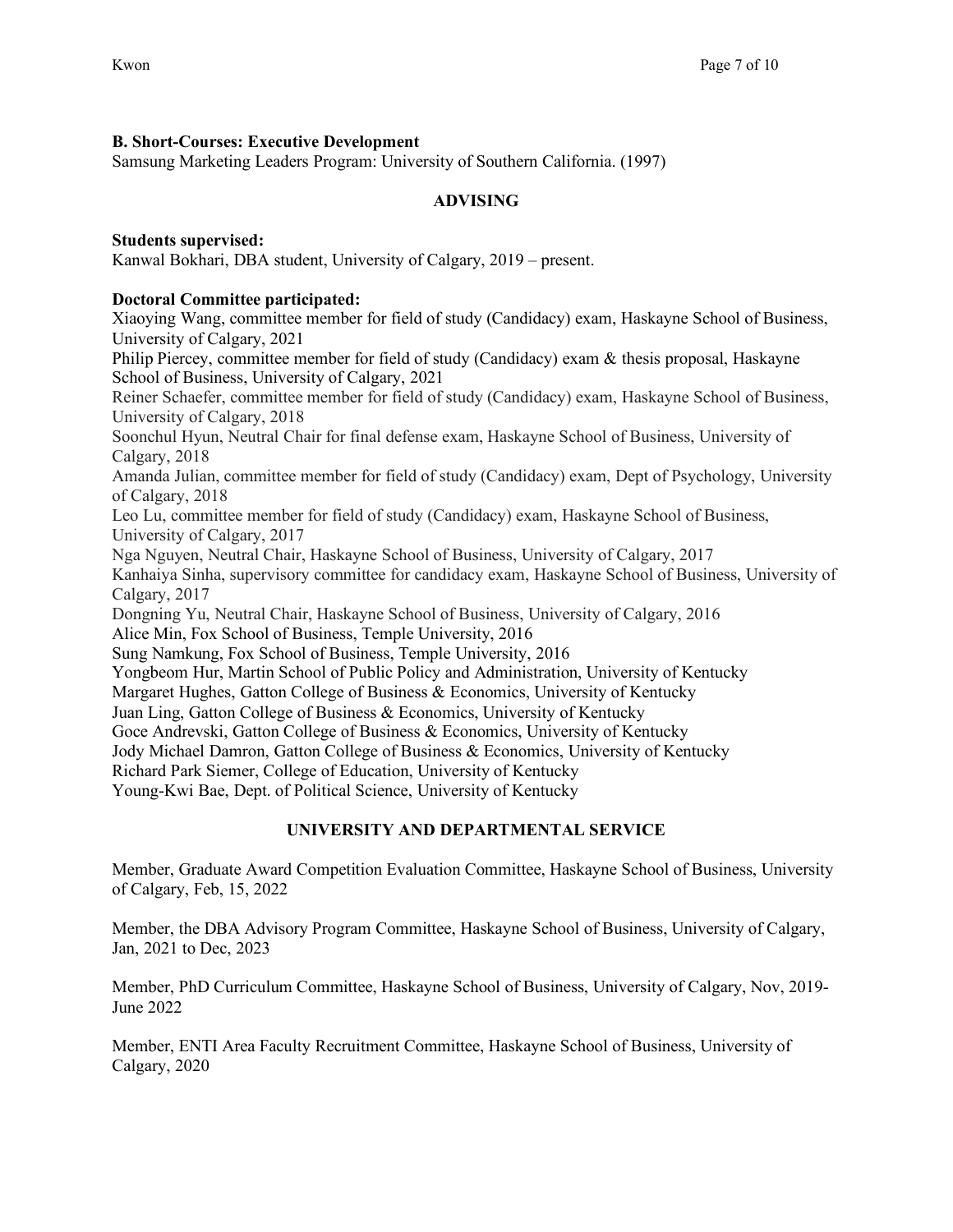**B. Short-Courses: Executive Development**

Samsung Marketing Leaders Program: University of Southern California. (1997)

## ADVISING

**Students supervised:**

Kanwal Bokhari, DBA student, University of Calgary, 2019 – present.

**Doctoral Committee participated:**

Xiaoying Wang, committee member for field of study (Candidacy) exam, Haskayne School of Business, University of Calgary, 2021

Philip Piercey, committee member for field of study (Candidacy) exam & thesis proposal, Haskayne School of Business, University of Calgary, 2021

Reiner Schaefer, committee member for field of study (Candidacy) exam, Haskayne School of Business, University of Calgary, 2018

Soonchul Hyun, Neutral Chair for final defense exam, Haskayne School of Business, University of Calgary, 2018

Amanda Julian, committee member for field of study (Candidacy) exam, Dept of Psychology, University of Calgary, 2018

Leo Lu, committee member for field of study (Candidacy) exam, Haskayne School of Business, University of Calgary, 2017

Nga Nguyen, Neutral Chair, Haskayne School of Business, University of Calgary, 2017

Kanhaiya Sinha, supervisory committee for candidacy exam, Haskayne School of Business, University of Calgary, 2017

Dongning Yu, Neutral Chair, Haskayne School of Business, University of Calgary, 2016

Alice Min, Fox School of Business, Temple University, 2016

Sung Namkung, Fox School of Business, Temple University, 2016

Yongbeom Hur, Martin School of Public Policy and Administration, University of Kentucky

Margaret Hughes, Gatton College of Business & Economics, University of Kentucky

Juan Ling, Gatton College of Business & Economics, University of Kentucky

Goce Andrevski, Gatton College of Business & Economics, University of Kentucky

Jody Michael Damron, Gatton College of Business & Economics, University of Kentucky

Richard Park Siemer, College of Education, University of Kentucky

Young-Kwi Bae, Dept. of Political Science, University of Kentucky

## UNIVERSITY AND DEPARTMENTAL SERVICE

Member, Graduate Award Competition Evaluation Committee, Haskayne School of Business, University of Calgary, Feb, 15, 2022

Member, the DBA Advisory Program Committee, Haskayne School of Business, University of Calgary, Jan, 2021 to Dec, 2023

Member, PhD Curriculum Committee, Haskayne School of Business, University of Calgary, Nov, 2019-June 2022

Member, ENTI Area Faculty Recruitment Committee, Haskayne School of Business, University of Calgary, 2020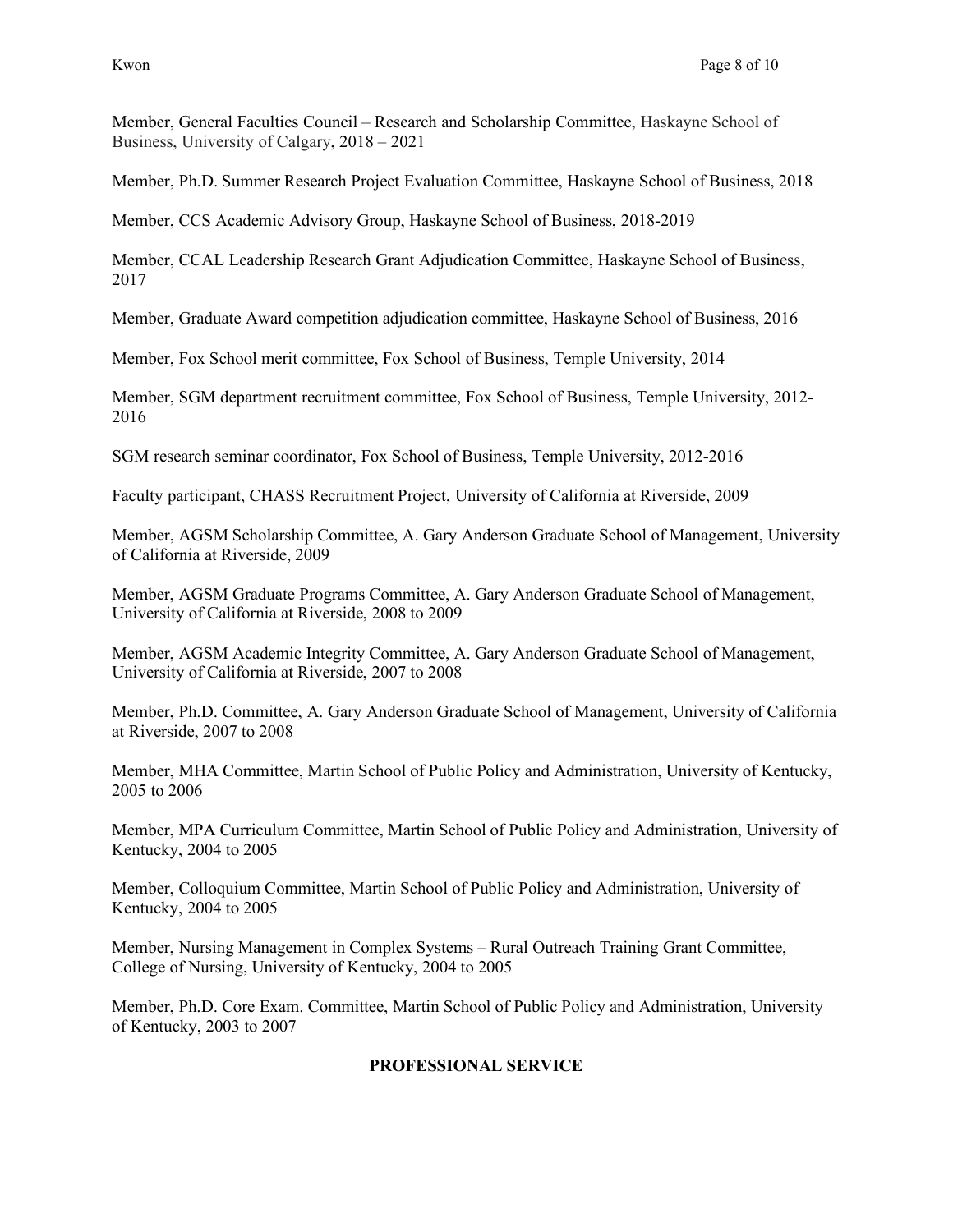Member, General Faculties Council – Research and Scholarship Committee, Haskayne School of Business, University of Calgary, 2018 – 2021

Member, Ph.D. Summer Research Project Evaluation Committee, Haskayne School of Business, 2018

Member, CCS Academic Advisory Group, Haskayne School of Business, 2018-2019

Member, CCAL Leadership Research Grant Adjudication Committee, Haskayne School of Business, 2017

Member, Graduate Award competition adjudication committee, Haskayne School of Business, 2016

Member, Fox School merit committee, Fox School of Business, Temple University, 2014

Member, SGM department recruitment committee, Fox School of Business, Temple University, 2012-2016

SGM research seminar coordinator, Fox School of Business, Temple University, 2012-2016

Faculty participant, CHASS Recruitment Project, University of California at Riverside, 2009

Member, AGSM Scholarship Committee, A. Gary Anderson Graduate School of Management, University of California at Riverside, 2009

Member, AGSM Graduate Programs Committee, A. Gary Anderson Graduate School of Management, University of California at Riverside, 2008 to 2009

Member, AGSM Academic Integrity Committee, A. Gary Anderson Graduate School of Management, University of California at Riverside, 2007 to 2008

Member, Ph.D. Committee, A. Gary Anderson Graduate School of Management, University of California at Riverside, 2007 to 2008

Member, MHA Committee, Martin School of Public Policy and Administration, University of Kentucky, 2005 to 2006

Member, MPA Curriculum Committee, Martin School of Public Policy and Administration, University of Kentucky, 2004 to 2005

Member, Colloquium Committee, Martin School of Public Policy and Administration, University of Kentucky, 2004 to 2005

Member, Nursing Management in Complex Systems – Rural Outreach Training Grant Committee, College of Nursing, University of Kentucky, 2004 to 2005

Member, Ph.D. Core Exam. Committee, Martin School of Public Policy and Administration, University of Kentucky, 2003 to 2007

## PROFESSIONAL SERVICE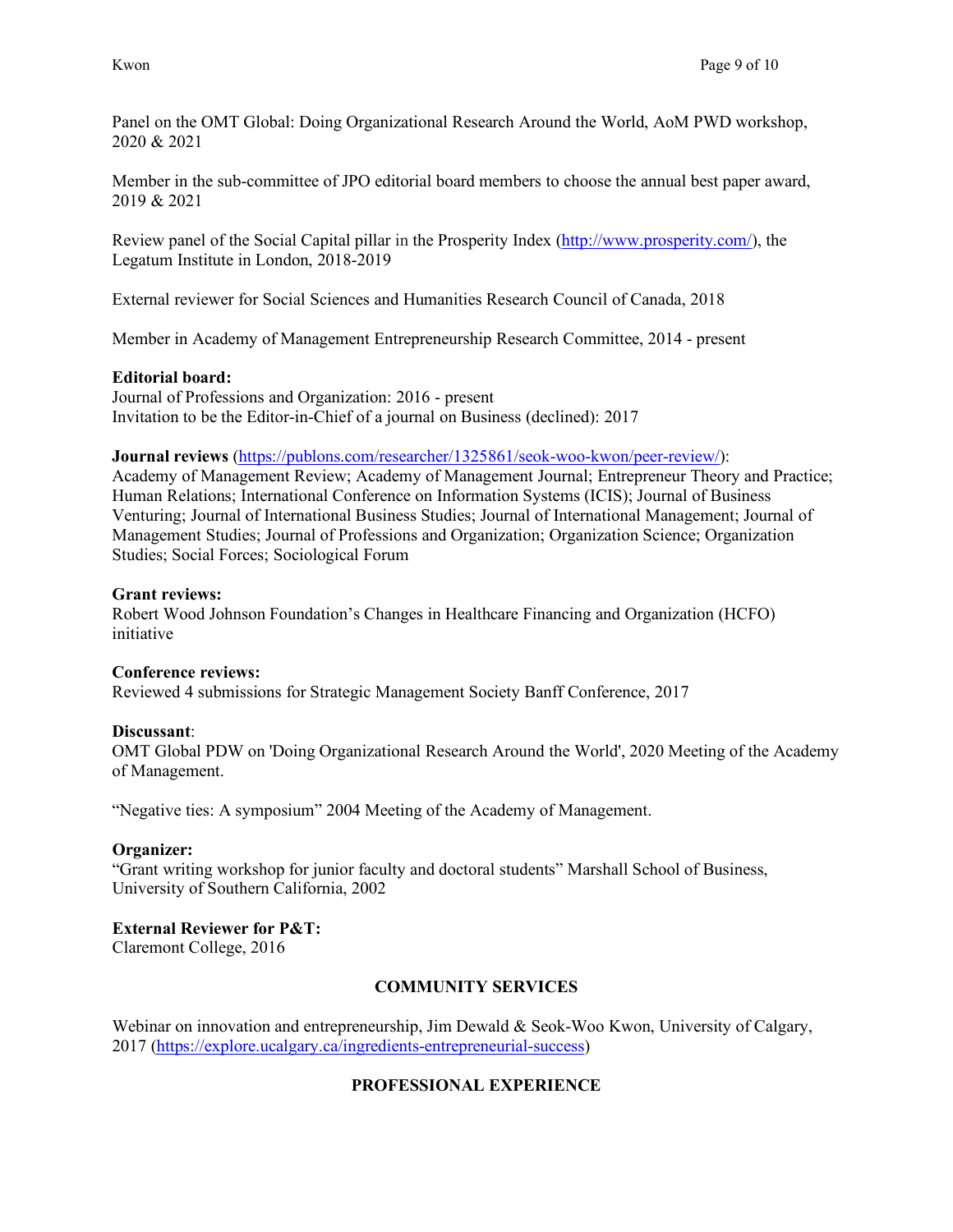Panel on the OMT Global: Doing Organizational Research Around the World, AoM PWD workshop, 2020 & 2021

Member in the sub-committee of JPO editorial board members to choose the annual best paper award, 2019 & 2021

Review panel of the Social Capital pillar in the Prosperity Index (http://www.prosperity.com/), the Legatum Institute in London, 2018-2019

External reviewer for Social Sciences and Humanities Research Council of Canada, 2018

Member in Academy of Management Entrepreneurship Research Committee, 2014 - present

**Editorial board:**
Journal of Professions and Organization: 2016 - present
Invitation to be the Editor-in-Chief of a journal on Business (declined): 2017

**Journal reviews** (https://publons.com/researcher/1325861/seok-woo-kwon/peer-review/):
Academy of Management Review; Academy of Management Journal; Entrepreneur Theory and Practice; Human Relations; International Conference on Information Systems (ICIS); Journal of Business Venturing; Journal of International Business Studies; Journal of International Management; Journal of Management Studies; Journal of Professions and Organization; Organization Science; Organization Studies; Social Forces; Sociological Forum

**Grant reviews:**
Robert Wood Johnson Foundation's Changes in Healthcare Financing and Organization (HCFO) initiative

**Conference reviews:**
Reviewed 4 submissions for Strategic Management Society Banff Conference, 2017

**Discussant**:
OMT Global PDW on 'Doing Organizational Research Around the World', 2020 Meeting of the Academy of Management.

"Negative ties: A symposium" 2004 Meeting of the Academy of Management.

**Organizer:**
"Grant writing workshop for junior faculty and doctoral students" Marshall School of Business, University of Southern California, 2002

**External Reviewer for P&T:**
Claremont College, 2016

## COMMUNITY SERVICES

Webinar on innovation and entrepreneurship, Jim Dewald & Seok-Woo Kwon, University of Calgary, 2017 (https://explore.ucalgary.ca/ingredients-entrepreneurial-success)

## PROFESSIONAL EXPERIENCE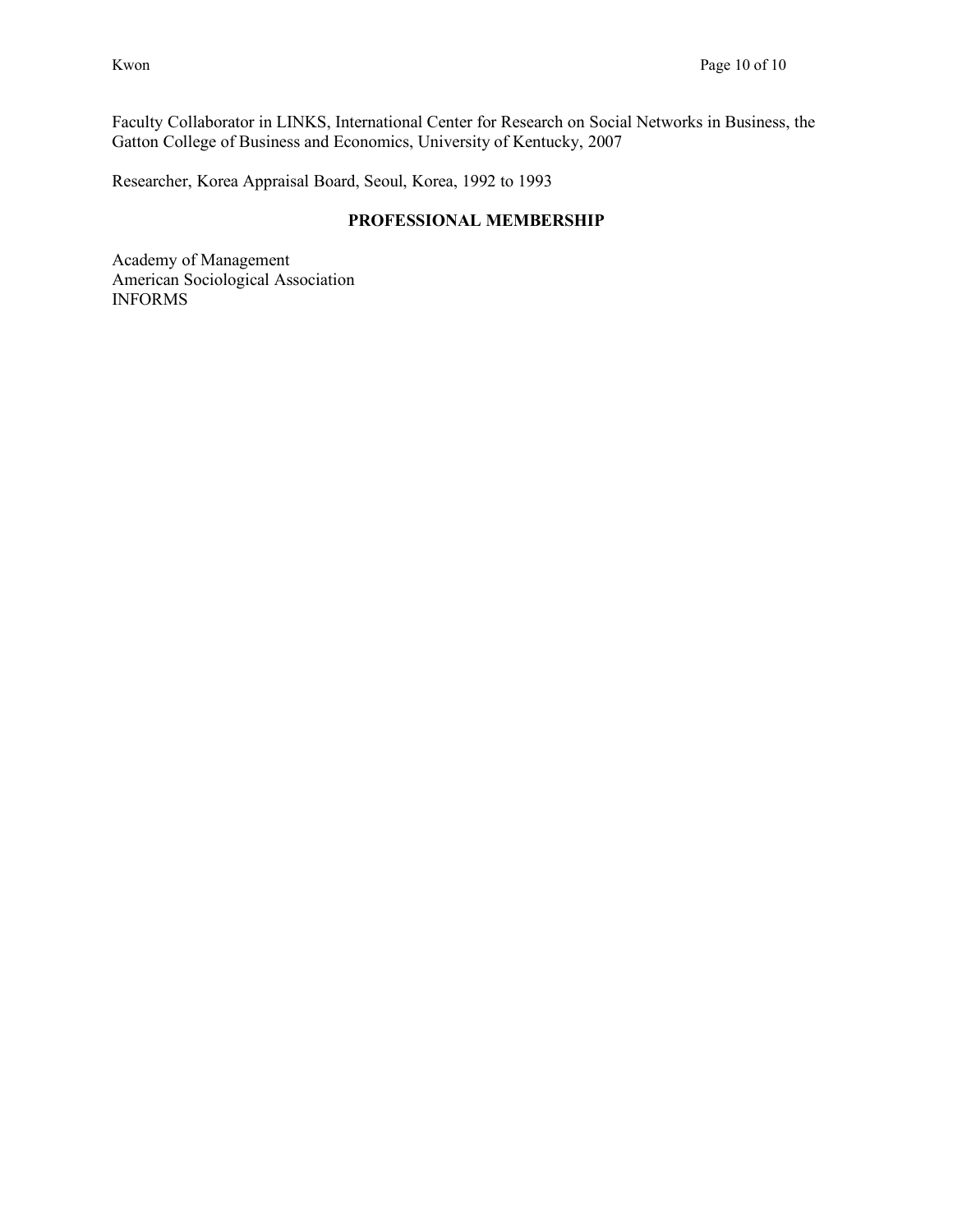Faculty Collaborator in LINKS, International Center for Research on Social Networks in Business, the Gatton College of Business and Economics, University of Kentucky, 2007

Researcher, Korea Appraisal Board, Seoul, Korea, 1992 to 1993

## PROFESSIONAL MEMBERSHIP

Academy of Management
American Sociological Association
INFORMS